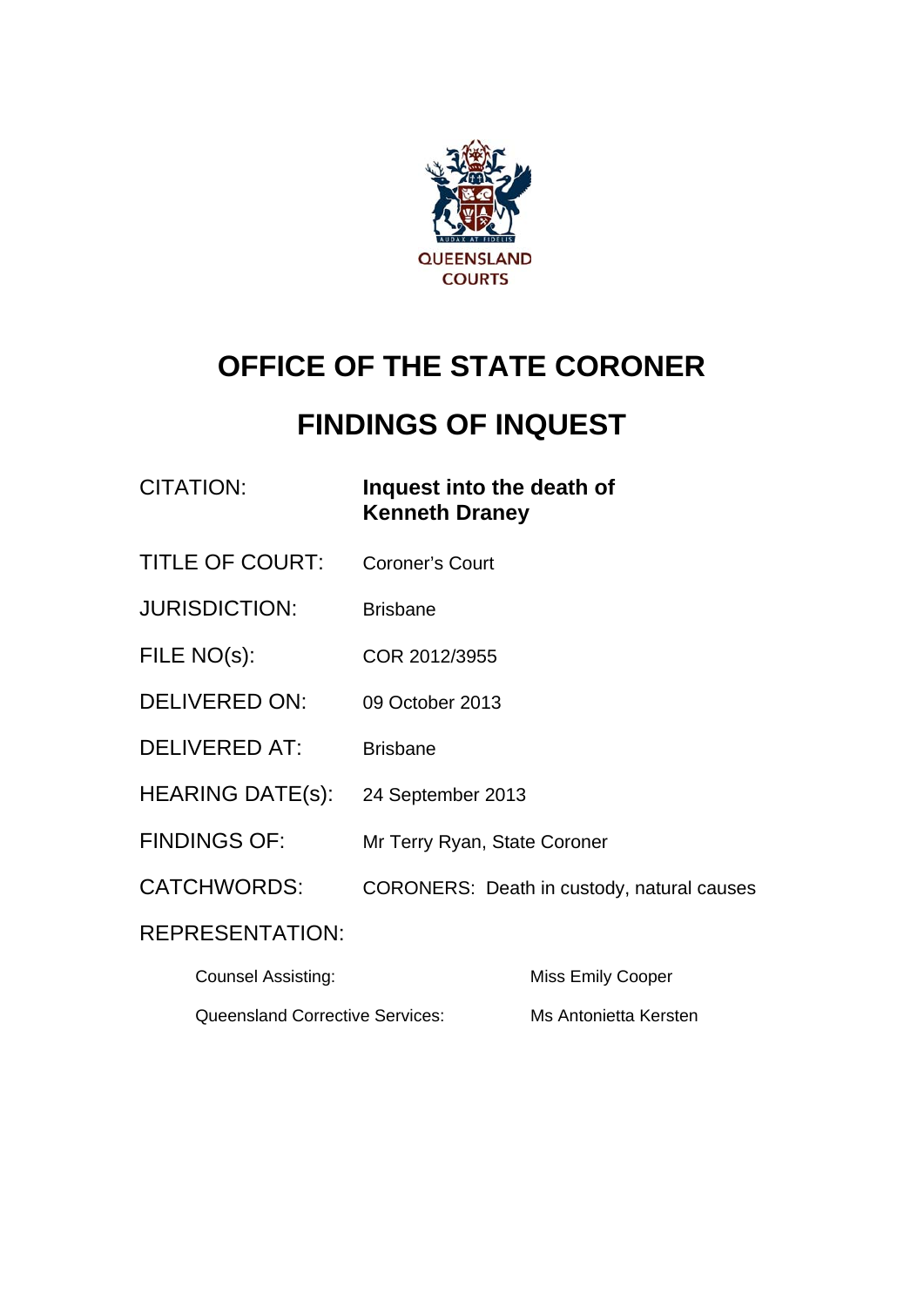QUEENSLAND COURTS

# OFFICE OF THE STATE CORONER

# FINDINGS OF INQUEST

| | |
|---|---|
| CITATION: | **Inquest into the death of Kenneth Draney** |
| TITLE OF COURT: | Coroner's Court |
| JURISDICTION: | Brisbane |
| FILE NO(s): | COR 2012/3955 |
| DELIVERED ON: | 09 October 2013 |
| DELIVERED AT: | Brisbane |
| HEARING DATE(s): | 24 September 2013 |
| FINDINGS OF: | Mr Terry Ryan, State Coroner |
| CATCHWORDS: | CORONERS: Death in custody, natural causes |

REPRESENTATION:

| | |
|---|---|
| Counsel Assisting: | Miss Emily Cooper |
| Queensland Corrective Services: | Ms Antonietta Kersten |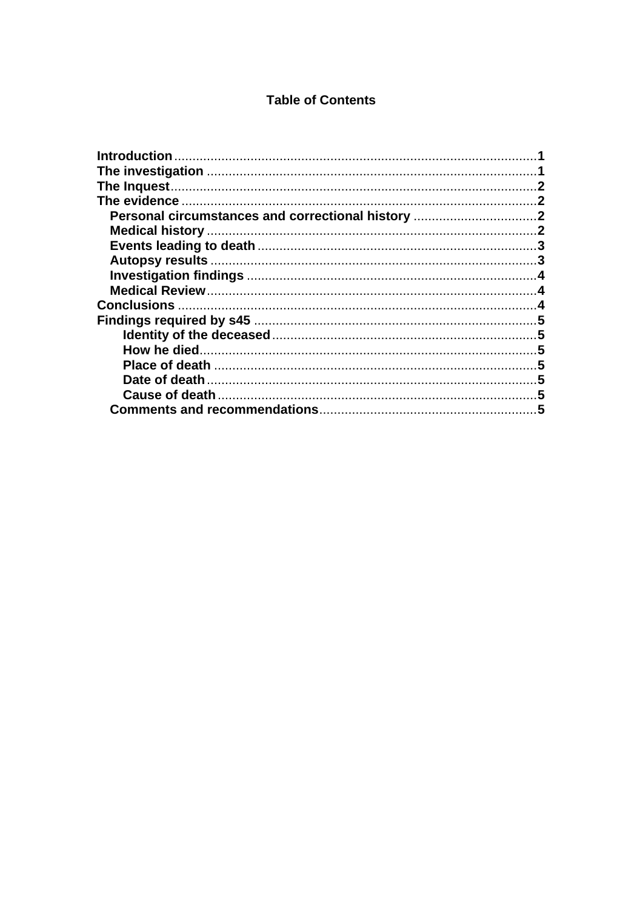# Table of Contents

- **Introduction** ..... 1
- **The investigation** ..... 1
- **The Inquest** ..... 2
- **The evidence** ..... 2
  - **Personal circumstances and correctional history** ..... 2
  - **Medical history** ..... 2
  - **Events leading to death** ..... 3
  - **Autopsy results** ..... 3
  - **Investigation findings** ..... 4
  - **Medical Review** ..... 4
- **Conclusions** ..... 4
- **Findings required by s45** ..... 5
    - **Identity of the deceased** ..... 5
    - **How he died** ..... 5
    - **Place of death** ..... 5
    - **Date of death** ..... 5
    - **Cause of death** ..... 5
  - **Comments and recommendations** ..... 5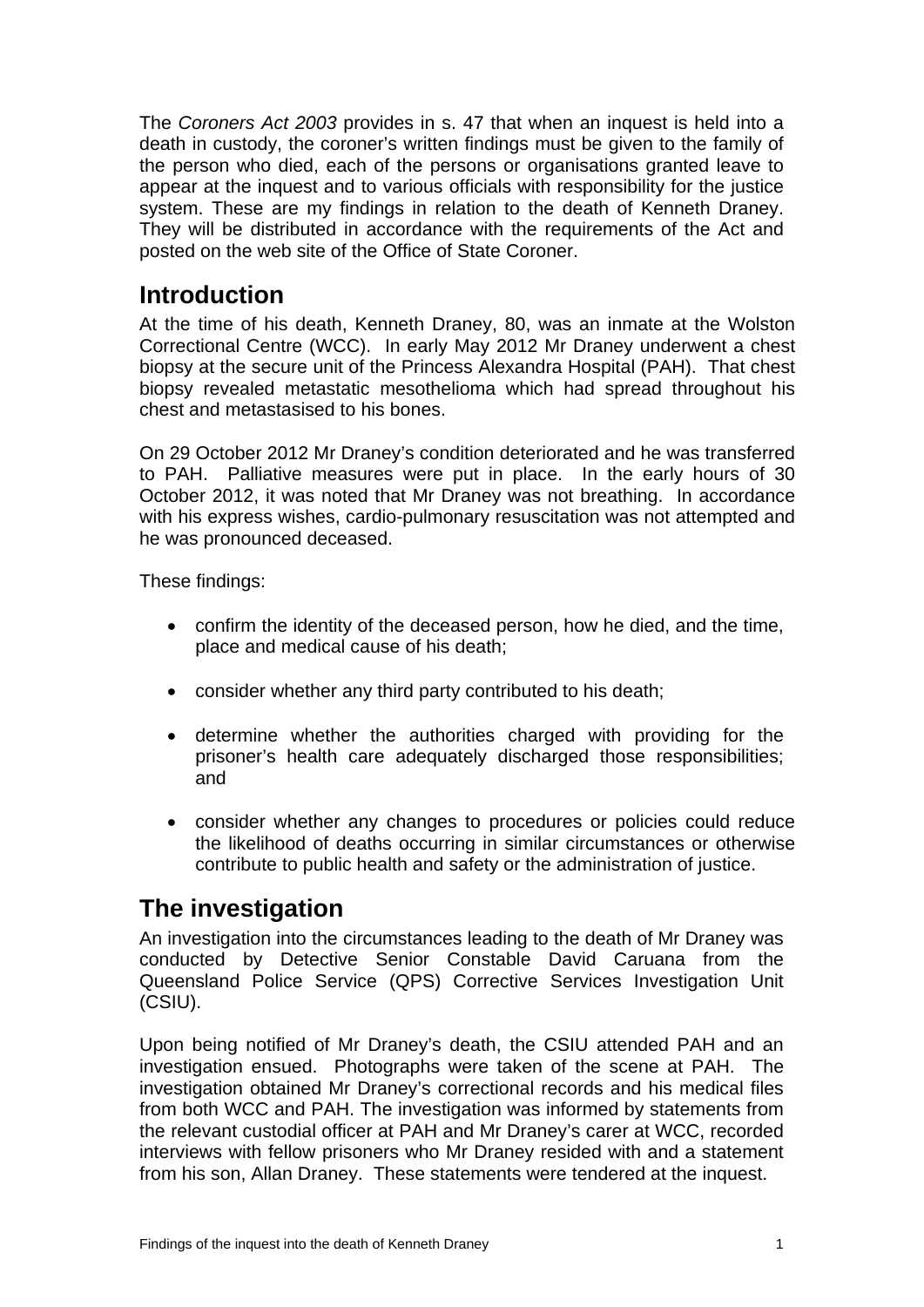The *Coroners Act 2003* provides in s. 47 that when an inquest is held into a death in custody, the coroner's written findings must be given to the family of the person who died, each of the persons or organisations granted leave to appear at the inquest and to various officials with responsibility for the justice system. These are my findings in relation to the death of Kenneth Draney. They will be distributed in accordance with the requirements of the Act and posted on the web site of the Office of State Coroner.

## Introduction

At the time of his death, Kenneth Draney, 80, was an inmate at the Wolston Correctional Centre (WCC). In early May 2012 Mr Draney underwent a chest biopsy at the secure unit of the Princess Alexandra Hospital (PAH). That chest biopsy revealed metastatic mesothelioma which had spread throughout his chest and metastasised to his bones.

On 29 October 2012 Mr Draney's condition deteriorated and he was transferred to PAH. Palliative measures were put in place. In the early hours of 30 October 2012, it was noted that Mr Draney was not breathing. In accordance with his express wishes, cardio-pulmonary resuscitation was not attempted and he was pronounced deceased.

These findings:

- confirm the identity of the deceased person, how he died, and the time, place and medical cause of his death;
- consider whether any third party contributed to his death;
- determine whether the authorities charged with providing for the prisoner's health care adequately discharged those responsibilities; and
- consider whether any changes to procedures or policies could reduce the likelihood of deaths occurring in similar circumstances or otherwise contribute to public health and safety or the administration of justice.

## The investigation

An investigation into the circumstances leading to the death of Mr Draney was conducted by Detective Senior Constable David Caruana from the Queensland Police Service (QPS) Corrective Services Investigation Unit (CSIU).

Upon being notified of Mr Draney's death, the CSIU attended PAH and an investigation ensued. Photographs were taken of the scene at PAH. The investigation obtained Mr Draney's correctional records and his medical files from both WCC and PAH. The investigation was informed by statements from the relevant custodial officer at PAH and Mr Draney's carer at WCC, recorded interviews with fellow prisoners who Mr Draney resided with and a statement from his son, Allan Draney. These statements were tendered at the inquest.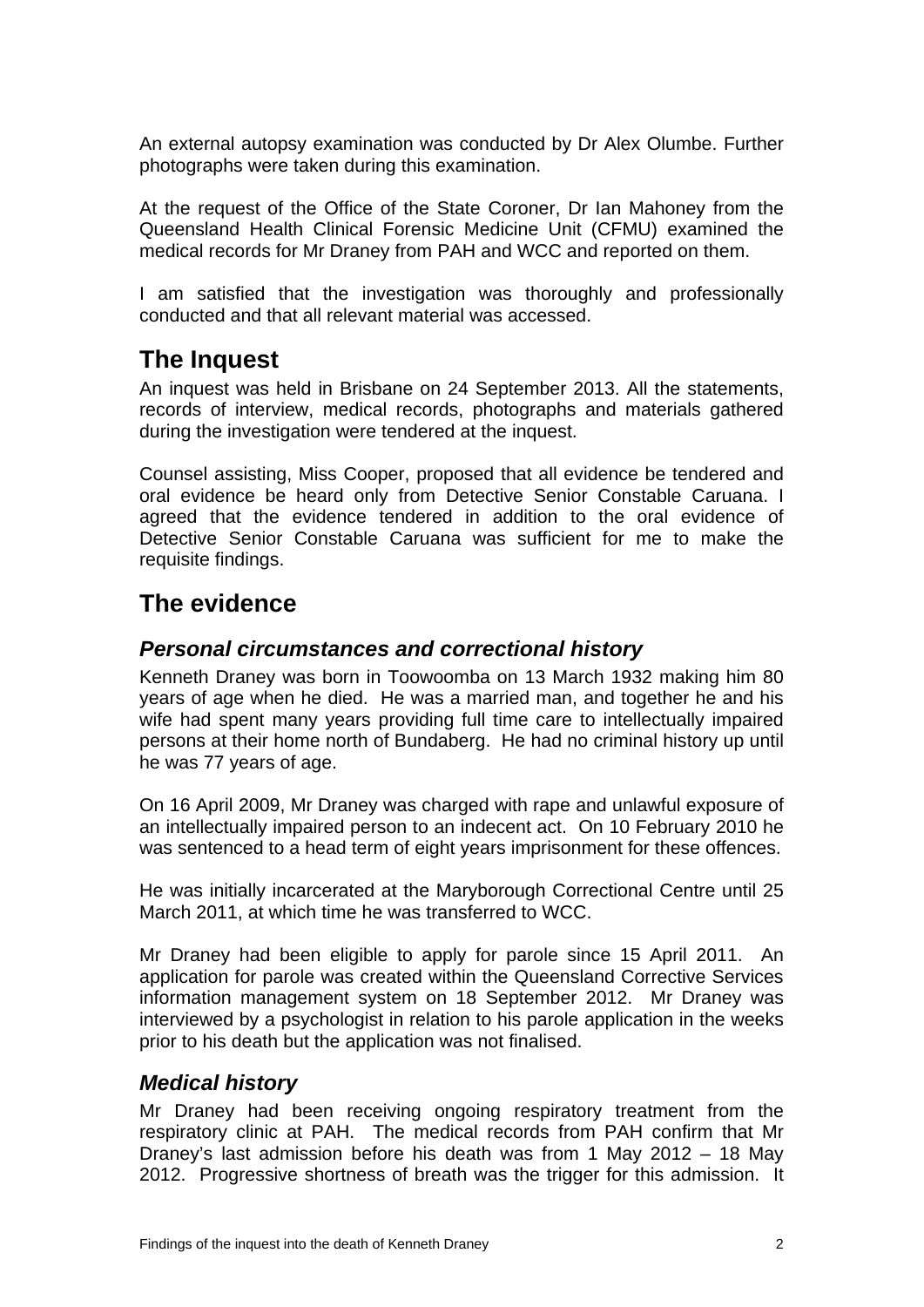An external autopsy examination was conducted by Dr Alex Olumbe. Further photographs were taken during this examination.

At the request of the Office of the State Coroner, Dr Ian Mahoney from the Queensland Health Clinical Forensic Medicine Unit (CFMU) examined the medical records for Mr Draney from PAH and WCC and reported on them.

I am satisfied that the investigation was thoroughly and professionally conducted and that all relevant material was accessed.

## The Inquest

An inquest was held in Brisbane on 24 September 2013. All the statements, records of interview, medical records, photographs and materials gathered during the investigation were tendered at the inquest.

Counsel assisting, Miss Cooper, proposed that all evidence be tendered and oral evidence be heard only from Detective Senior Constable Caruana. I agreed that the evidence tendered in addition to the oral evidence of Detective Senior Constable Caruana was sufficient for me to make the requisite findings.

## The evidence

### *Personal circumstances and correctional history*

Kenneth Draney was born in Toowoomba on 13 March 1932 making him 80 years of age when he died. He was a married man, and together he and his wife had spent many years providing full time care to intellectually impaired persons at their home north of Bundaberg. He had no criminal history up until he was 77 years of age.

On 16 April 2009, Mr Draney was charged with rape and unlawful exposure of an intellectually impaired person to an indecent act. On 10 February 2010 he was sentenced to a head term of eight years imprisonment for these offences.

He was initially incarcerated at the Maryborough Correctional Centre until 25 March 2011, at which time he was transferred to WCC.

Mr Draney had been eligible to apply for parole since 15 April 2011. An application for parole was created within the Queensland Corrective Services information management system on 18 September 2012. Mr Draney was interviewed by a psychologist in relation to his parole application in the weeks prior to his death but the application was not finalised.

### *Medical history*

Mr Draney had been receiving ongoing respiratory treatment from the respiratory clinic at PAH. The medical records from PAH confirm that Mr Draney's last admission before his death was from 1 May 2012 – 18 May 2012. Progressive shortness of breath was the trigger for this admission. It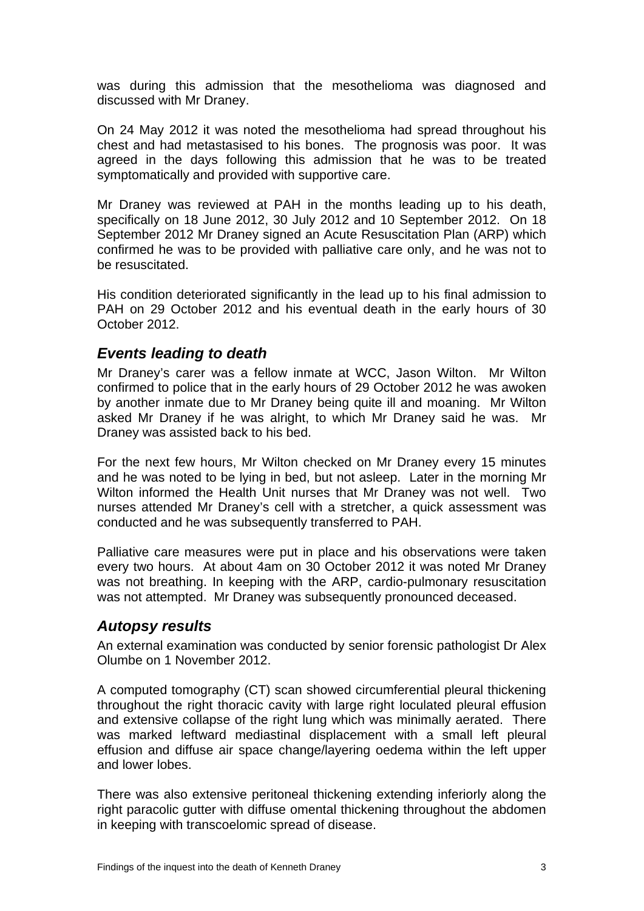was during this admission that the mesothelioma was diagnosed and discussed with Mr Draney.

On 24 May 2012 it was noted the mesothelioma had spread throughout his chest and had metastasised to his bones. The prognosis was poor. It was agreed in the days following this admission that he was to be treated symptomatically and provided with supportive care.

Mr Draney was reviewed at PAH in the months leading up to his death, specifically on 18 June 2012, 30 July 2012 and 10 September 2012. On 18 September 2012 Mr Draney signed an Acute Resuscitation Plan (ARP) which confirmed he was to be provided with palliative care only, and he was not to be resuscitated.

His condition deteriorated significantly in the lead up to his final admission to PAH on 29 October 2012 and his eventual death in the early hours of 30 October 2012.

## *Events leading to death*

Mr Draney's carer was a fellow inmate at WCC, Jason Wilton. Mr Wilton confirmed to police that in the early hours of 29 October 2012 he was awoken by another inmate due to Mr Draney being quite ill and moaning. Mr Wilton asked Mr Draney if he was alright, to which Mr Draney said he was. Mr Draney was assisted back to his bed.

For the next few hours, Mr Wilton checked on Mr Draney every 15 minutes and he was noted to be lying in bed, but not asleep. Later in the morning Mr Wilton informed the Health Unit nurses that Mr Draney was not well. Two nurses attended Mr Draney's cell with a stretcher, a quick assessment was conducted and he was subsequently transferred to PAH.

Palliative care measures were put in place and his observations were taken every two hours. At about 4am on 30 October 2012 it was noted Mr Draney was not breathing. In keeping with the ARP, cardio-pulmonary resuscitation was not attempted. Mr Draney was subsequently pronounced deceased.

## *Autopsy results*

An external examination was conducted by senior forensic pathologist Dr Alex Olumbe on 1 November 2012.

A computed tomography (CT) scan showed circumferential pleural thickening throughout the right thoracic cavity with large right loculated pleural effusion and extensive collapse of the right lung which was minimally aerated. There was marked leftward mediastinal displacement with a small left pleural effusion and diffuse air space change/layering oedema within the left upper and lower lobes.

There was also extensive peritoneal thickening extending inferiorly along the right paracolic gutter with diffuse omental thickening throughout the abdomen in keeping with transcoelomic spread of disease.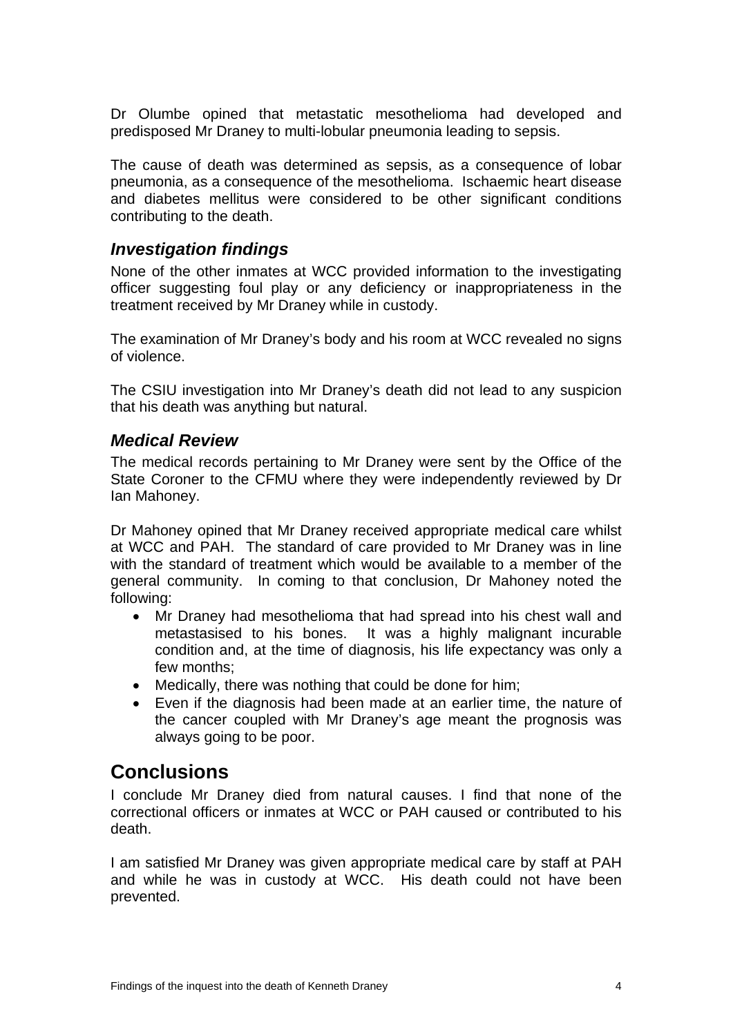Dr Olumbe opined that metastatic mesothelioma had developed and predisposed Mr Draney to multi-lobular pneumonia leading to sepsis.

The cause of death was determined as sepsis, as a consequence of lobar pneumonia, as a consequence of the mesothelioma. Ischaemic heart disease and diabetes mellitus were considered to be other significant conditions contributing to the death.

### *Investigation findings*

None of the other inmates at WCC provided information to the investigating officer suggesting foul play or any deficiency or inappropriateness in the treatment received by Mr Draney while in custody.

The examination of Mr Draney's body and his room at WCC revealed no signs of violence.

The CSIU investigation into Mr Draney's death did not lead to any suspicion that his death was anything but natural.

### *Medical Review*

The medical records pertaining to Mr Draney were sent by the Office of the State Coroner to the CFMU where they were independently reviewed by Dr Ian Mahoney.

Dr Mahoney opined that Mr Draney received appropriate medical care whilst at WCC and PAH. The standard of care provided to Mr Draney was in line with the standard of treatment which would be available to a member of the general community. In coming to that conclusion, Dr Mahoney noted the following:

- Mr Draney had mesothelioma that had spread into his chest wall and metastasised to his bones. It was a highly malignant incurable condition and, at the time of diagnosis, his life expectancy was only a few months;
- Medically, there was nothing that could be done for him;
- Even if the diagnosis had been made at an earlier time, the nature of the cancer coupled with Mr Draney's age meant the prognosis was always going to be poor.

## Conclusions

I conclude Mr Draney died from natural causes. I find that none of the correctional officers or inmates at WCC or PAH caused or contributed to his death.

I am satisfied Mr Draney was given appropriate medical care by staff at PAH and while he was in custody at WCC. His death could not have been prevented.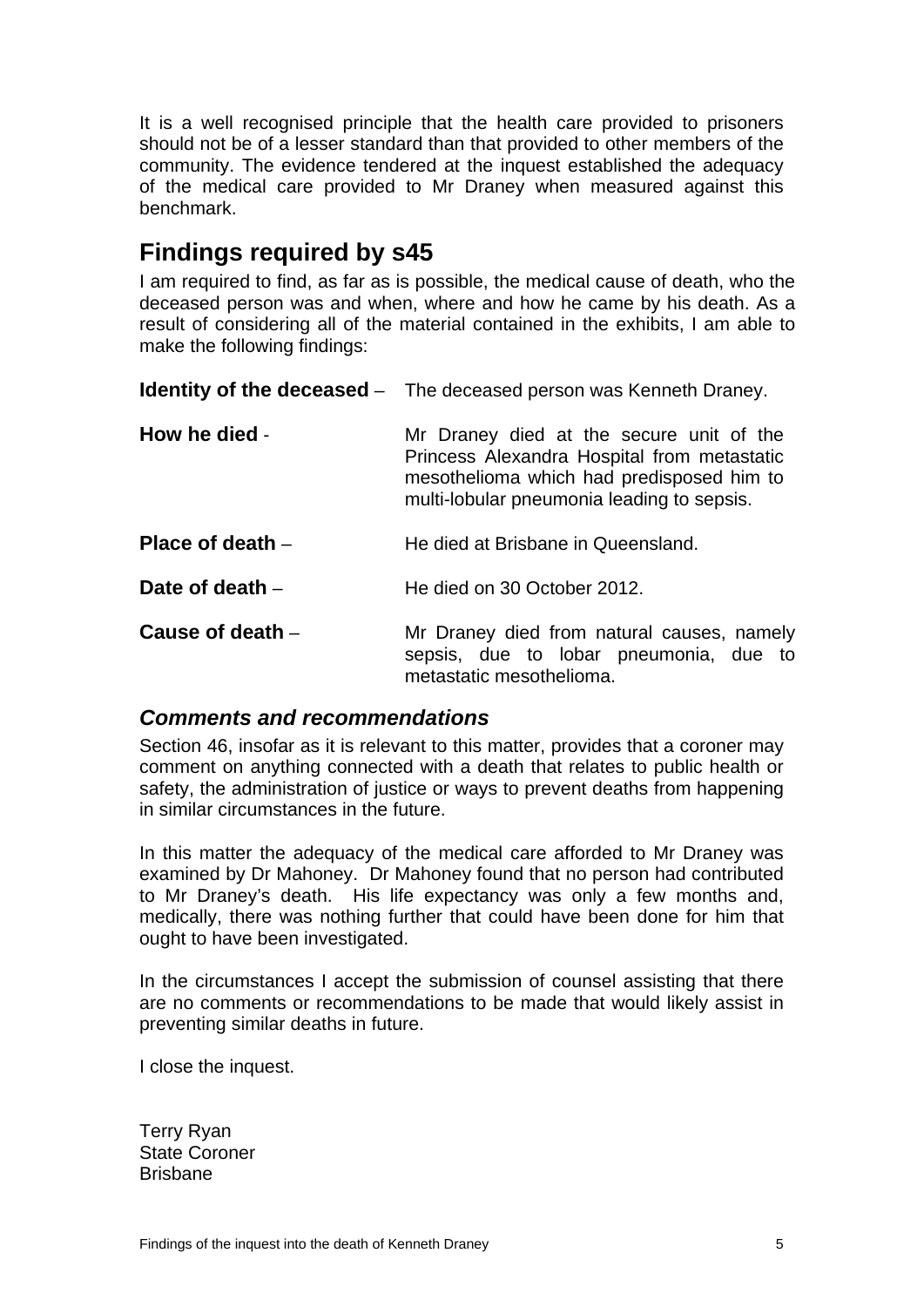It is a well recognised principle that the health care provided to prisoners should not be of a lesser standard than that provided to other members of the community. The evidence tendered at the inquest established the adequacy of the medical care provided to Mr Draney when measured against this benchmark.

## Findings required by s45

I am required to find, as far as is possible, the medical cause of death, who the deceased person was and when, where and how he came by his death. As a result of considering all of the material contained in the exhibits, I am able to make the following findings:

**Identity of the deceased** – The deceased person was Kenneth Draney.

**How he died** - Mr Draney died at the secure unit of the Princess Alexandra Hospital from metastatic mesothelioma which had predisposed him to multi-lobular pneumonia leading to sepsis.

**Place of death** – He died at Brisbane in Queensland.

**Date of death** – He died on 30 October 2012.

**Cause of death** – Mr Draney died from natural causes, namely sepsis, due to lobar pneumonia, due to metastatic mesothelioma.

### *Comments and recommendations*

Section 46, insofar as it is relevant to this matter, provides that a coroner may comment on anything connected with a death that relates to public health or safety, the administration of justice or ways to prevent deaths from happening in similar circumstances in the future.

In this matter the adequacy of the medical care afforded to Mr Draney was examined by Dr Mahoney. Dr Mahoney found that no person had contributed to Mr Draney's death. His life expectancy was only a few months and, medically, there was nothing further that could have been done for him that ought to have been investigated.

In the circumstances I accept the submission of counsel assisting that there are no comments or recommendations to be made that would likely assist in preventing similar deaths in future.

I close the inquest.

Terry Ryan
State Coroner
Brisbane